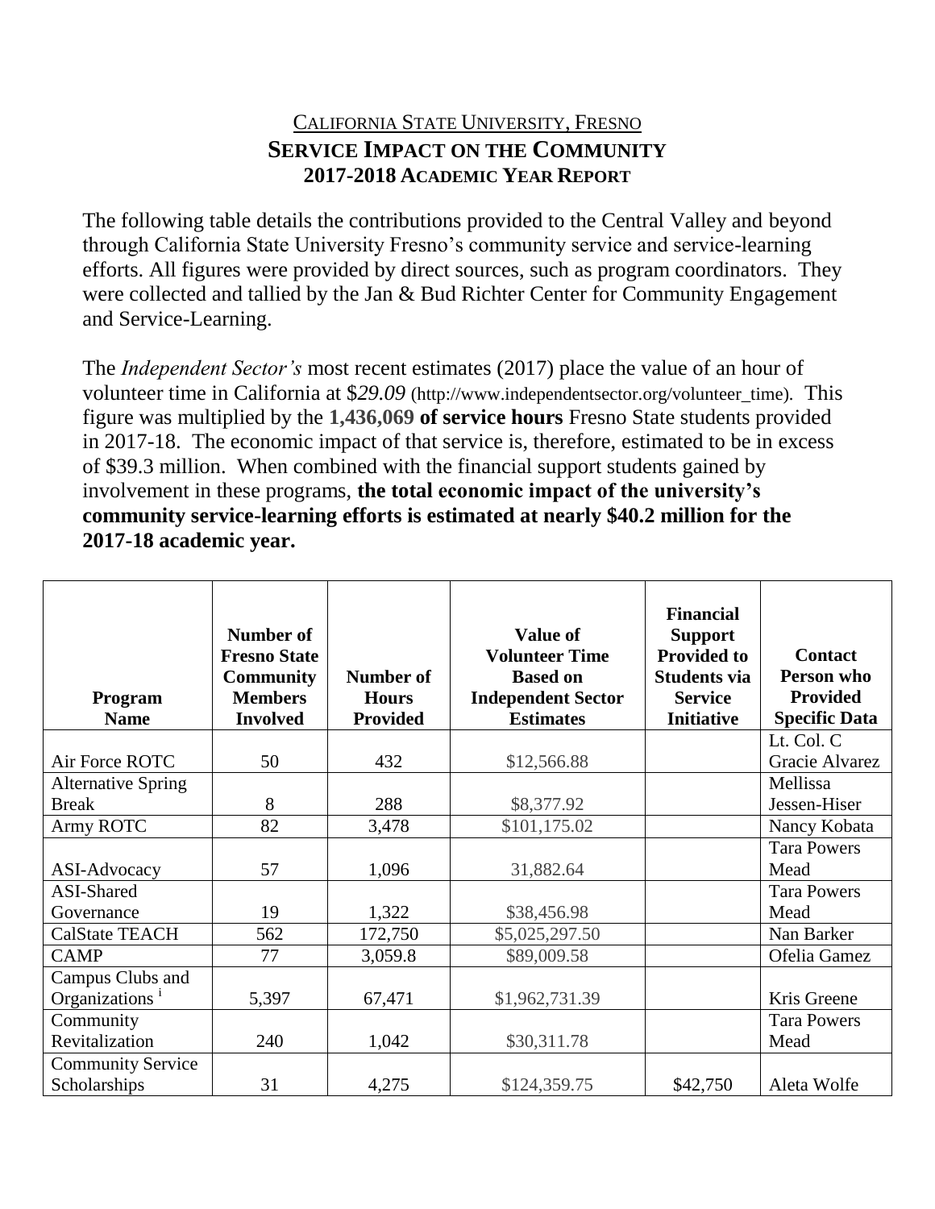# CALIFORNIA STATE UNIVERSITY, FRESNO

## SERVICE IMPACT ON THE COMMUNITY

### 2017-2018 ACADEMIC YEAR REPORT

The following table details the contributions provided to the Central Valley and beyond through California State University Fresno's community service and service-learning efforts. All figures were provided by direct sources, such as program coordinators. They were collected and tallied by the Jan & Bud Richter Center for Community Engagement and Service-Learning.

The *Independent Sector's* most recent estimates (2017) place the value of an hour of volunteer time in California at $*29.09* (http://www.independentsector.org/volunteer_time). This figure was multiplied by the **1,436,069 of service hours** Fresno State students provided in 2017-18. The economic impact of that service is, therefore, estimated to be in excess of $39.3 million. When combined with the financial support students gained by involvement in these programs, **the total economic impact of the university's community service-learning efforts is estimated at nearly $40.2 million for the 2017-18 academic year.**

| Program Name | Number of Fresno State Community Members Involved | Number of Hours Provided | Value of Volunteer Time Based on Independent Sector Estimates | Financial Support Provided to Students via Service Initiative | Contact Person who Provided Specific Data |
|---|---|---|---|---|---|
| Air Force ROTC | 50 | 432 | $12,566.88 | | Lt. Col. C Gracie Alvarez |
| Alternative Spring Break | 8 | 288 | $8,377.92 | | Mellissa Jessen-Hiser |
| Army ROTC | 82 | 3,478 | $101,175.02 | | Nancy Kobata |
| ASI-Advocacy | 57 | 1,096 | 31,882.64 | | Tara Powers Mead |
| ASI-Shared Governance | 19 | 1,322 | $38,456.98 | | Tara Powers Mead |
| CalState TEACH | 562 | 172,750 | $5,025,297.50 | | Nan Barker |
| CAMP | 77 | 3,059.8 | $89,009.58 | | Ofelia Gamez |
| Campus Clubs and Organizations [i] | 5,397 | 67,471 | $1,962,731.39 | | Kris Greene |
| Community Revitalization | 240 | 1,042 | $30,311.78 | | Tara Powers Mead |
| Community Service Scholarships | 31 | 4,275 | $124,359.75 | $42,750 | Aleta Wolfe |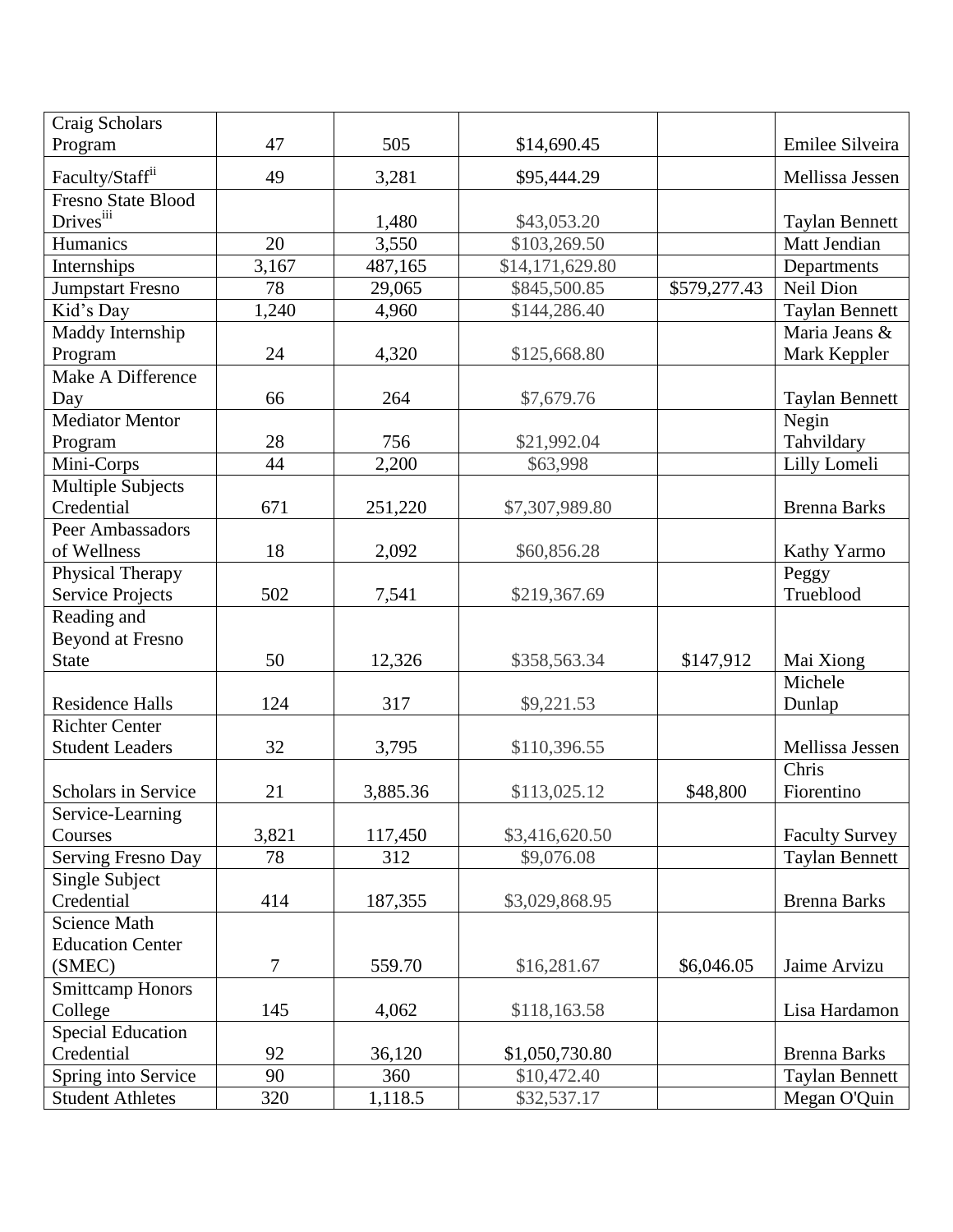| Craig Scholars Program | 47 | 505 | $14,690.45 | | Emilee Silveira |
|---|---|---|---|---|---|
| Faculty/Staff[ii] | 49 | 3,281 | $95,444.29 | | Mellissa Jessen |
| Fresno State Blood Drives[iii] | | 1,480 | $43,053.20 | | Taylan Bennett |
| Humanics | 20 | 3,550 | $103,269.50 | | Matt Jendian |
| Internships | 3,167 | 487,165 | $14,171,629.80 | | Departments |
| Jumpstart Fresno | 78 | 29,065 | $845,500.85 | $579,277.43 | Neil Dion |
| Kid's Day | 1,240 | 4,960 | $144,286.40 | | Taylan Bennett |
| Maddy Internship Program | 24 | 4,320 | $125,668.80 | | Maria Jeans & Mark Keppler |
| Make A Difference Day | 66 | 264 | $7,679.76 | | Taylan Bennett |
| Mediator Mentor Program | 28 | 756 | $21,992.04 | | Negin Tahvildary |
| Mini-Corps | 44 | 2,200 | $63,998 | | Lilly Lomeli |
| Multiple Subjects Credential | 671 | 251,220 | $7,307,989.80 | | Brenna Barks |
| Peer Ambassadors of Wellness | 18 | 2,092 | $60,856.28 | | Kathy Yarmo |
| Physical Therapy Service Projects | 502 | 7,541 | $219,367.69 | | Peggy Trueblood |
| Reading and Beyond at Fresno State | 50 | 12,326 | $358,563.34 | $147,912 | Mai Xiong |
| Residence Halls | 124 | 317 | $9,221.53 | | Michele Dunlap |
| Richter Center Student Leaders | 32 | 3,795 | $110,396.55 | | Mellissa Jessen |
| Scholars in Service | 21 | 3,885.36 | $113,025.12 | $48,800 | Chris Fiorentino |
| Service-Learning Courses | 3,821 | 117,450 | $3,416,620.50 | | Faculty Survey |
| Serving Fresno Day | 78 | 312 | $9,076.08 | | Taylan Bennett |
| Single Subject Credential | 414 | 187,355 | $3,029,868.95 | | Brenna Barks |
| Science Math Education Center (SMEC) | 7 | 559.70 | $16,281.67 | $6,046.05 | Jaime Arvizu |
| Smittcamp Honors College | 145 | 4,062 | $118,163.58 | | Lisa Hardamon |
| Special Education Credential | 92 | 36,120 | $1,050,730.80 | | Brenna Barks |
| Spring into Service | 90 | 360 | $10,472.40 | | Taylan Bennett |
| Student Athletes | 320 | 1,118.5 | $32,537.17 | | Megan O'Quin |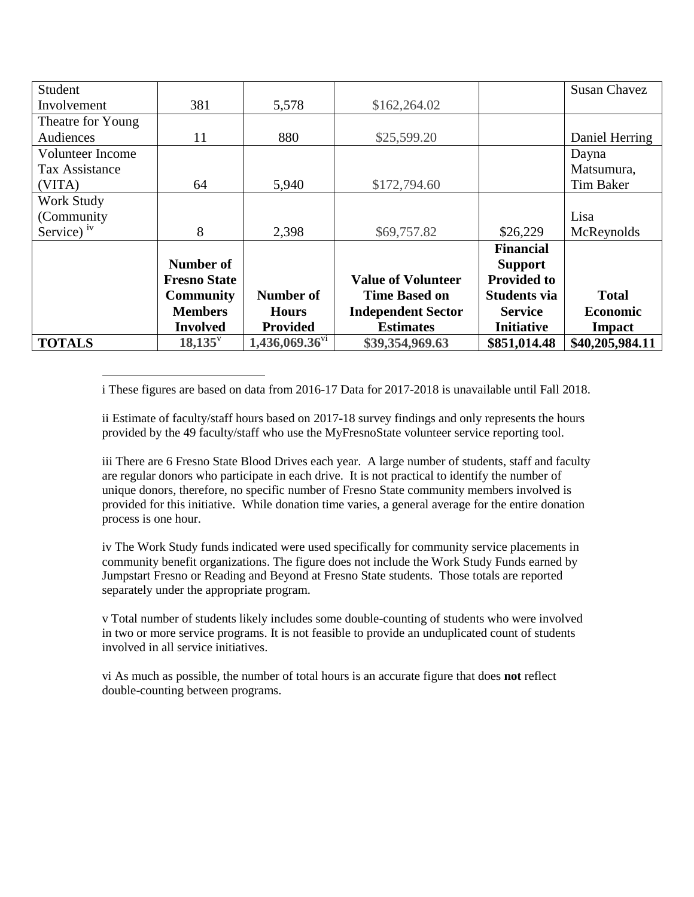| | | | | | |
|---|---|---|---|---|---|
| Student Involvement | 381 | 5,578 | $162,264.02 | | Susan Chavez |
| Theatre for Young Audiences | 11 | 880 | $25,599.20 | | Daniel Herring |
| Volunteer Income Tax Assistance (VITA) | 64 | 5,940 | $172,794.60 | | Dayna Matsumura, Tim Baker |
| Work Study (Community Service) [iv] | 8 | 2,398 | $69,757.82 | $26,229 | Lisa McReynolds |
| | **Number of Fresno State Community Members Involved** | **Number of Hours Provided** | **Value of Volunteer Time Based on Independent Sector Estimates** | **Financial Support Provided to Students via Service Initiative** | **Total Economic Impact** |
| **TOTALS** | **18,135** [v] | **1,436,069.36** [vi] | **$39,354,969.63** | **$851,014.48** | **$40,205,984.11** |

---

i These figures are based on data from 2016-17 Data for 2017-2018 is unavailable until Fall 2018.

ii Estimate of faculty/staff hours based on 2017-18 survey findings and only represents the hours provided by the 49 faculty/staff who use the MyFresnoState volunteer service reporting tool.

iii There are 6 Fresno State Blood Drives each year. A large number of students, staff and faculty are regular donors who participate in each drive. It is not practical to identify the number of unique donors, therefore, no specific number of Fresno State community members involved is provided for this initiative. While donation time varies, a general average for the entire donation process is one hour.

iv The Work Study funds indicated were used specifically for community service placements in community benefit organizations. The figure does not include the Work Study Funds earned by Jumpstart Fresno or Reading and Beyond at Fresno State students. Those totals are reported separately under the appropriate program.

v Total number of students likely includes some double-counting of students who were involved in two or more service programs. It is not feasible to provide an unduplicated count of students involved in all service initiatives.

vi As much as possible, the number of total hours is an accurate figure that does **not** reflect double-counting between programs.